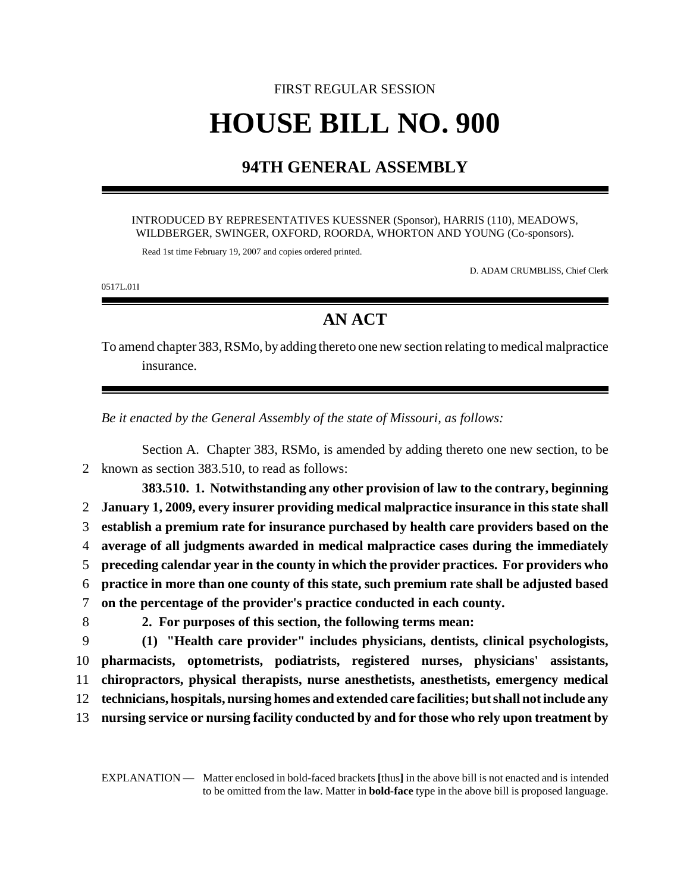FIRST REGULAR SESSION

# HOUSE BILL NO. 900

## 94TH GENERAL ASSEMBLY

INTRODUCED BY REPRESENTATIVES KUESSNER (Sponsor), HARRIS (110), MEADOWS, WILDBERGER, SWINGER, OXFORD, ROORDA, WHORTON AND YOUNG (Co-sponsors).

Read 1st time February 19, 2007 and copies ordered printed.

D. ADAM CRUMBLISS, Chief Clerk

0517L.01I

## AN ACT

To amend chapter 383, RSMo, by adding thereto one new section relating to medical malpractice insurance.

*Be it enacted by the General Assembly of the state of Missouri, as follows:*

Section A. Chapter 383, RSMo, is amended by adding thereto one new section, to be known as section 383.510, to read as follows:

**383.510. 1. Notwithstanding any other provision of law to the contrary, beginning January 1, 2009, every insurer providing medical malpractice insurance in this state shall establish a premium rate for insurance purchased by health care providers based on the average of all judgments awarded in medical malpractice cases during the immediately preceding calendar year in the county in which the provider practices. For providers who practice in more than one county of this state, such premium rate shall be adjusted based on the percentage of the provider's practice conducted in each county.**

**2. For purposes of this section, the following terms mean:**

**(1) "Health care provider" includes physicians, dentists, clinical psychologists, pharmacists, optometrists, podiatrists, registered nurses, physicians' assistants, chiropractors, physical therapists, nurse anesthetists, anesthetists, emergency medical technicians, hospitals, nursing homes and extended care facilities; but shall not include any nursing service or nursing facility conducted by and for those who rely upon treatment by**

EXPLANATION — Matter enclosed in bold-faced brackets **[**thus**]** in the above bill is not enacted and is intended to be omitted from the law. Matter in **bold-face** type in the above bill is proposed language.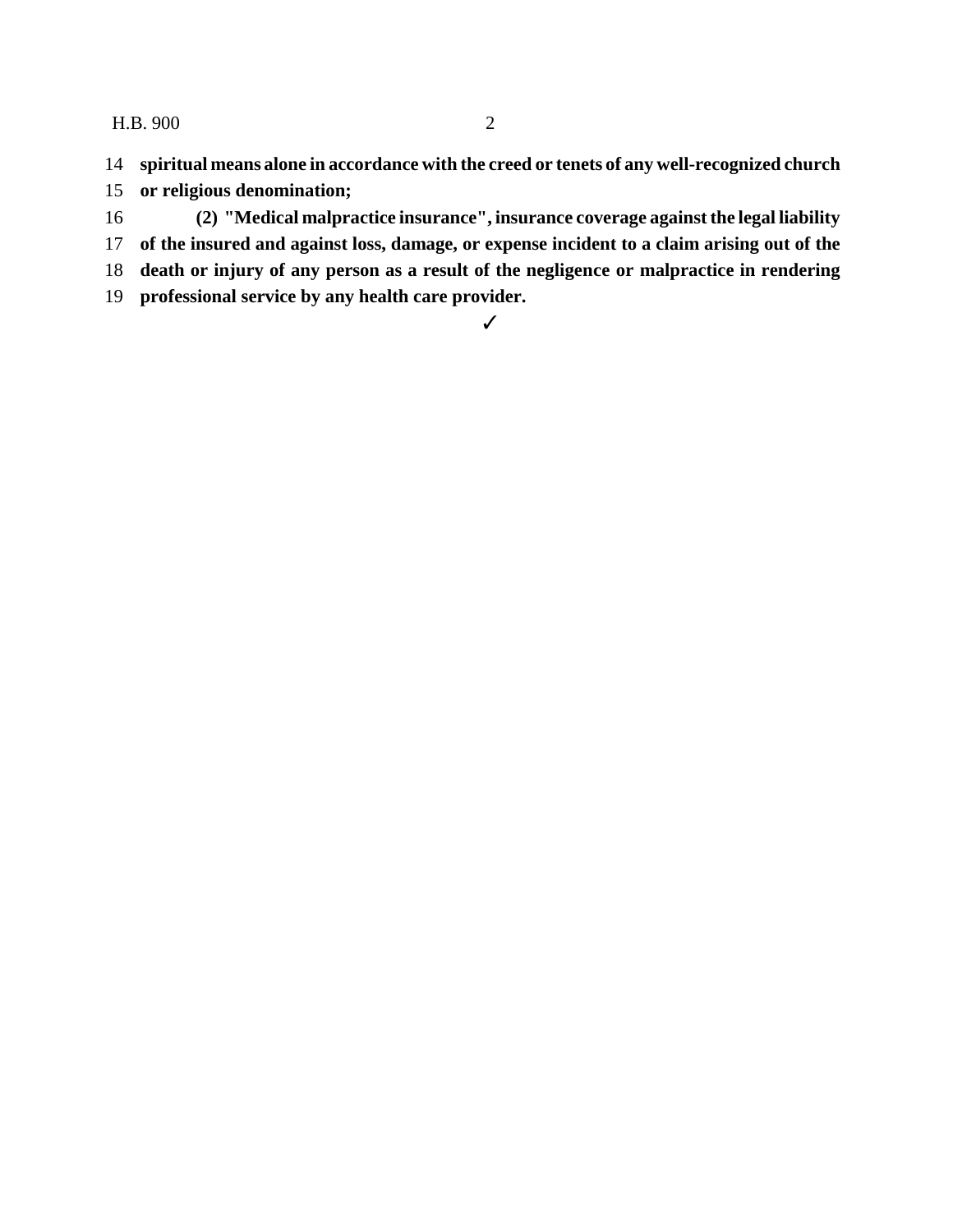**spiritual means alone in accordance with the creed or tenets of any well-recognized church or religious denomination;**

**(2) "Medical malpractice insurance", insurance coverage against the legal liability of the insured and against loss, damage, or expense incident to a claim arising out of the death or injury of any person as a result of the negligence or malpractice in rendering professional service by any health care provider.**

✓